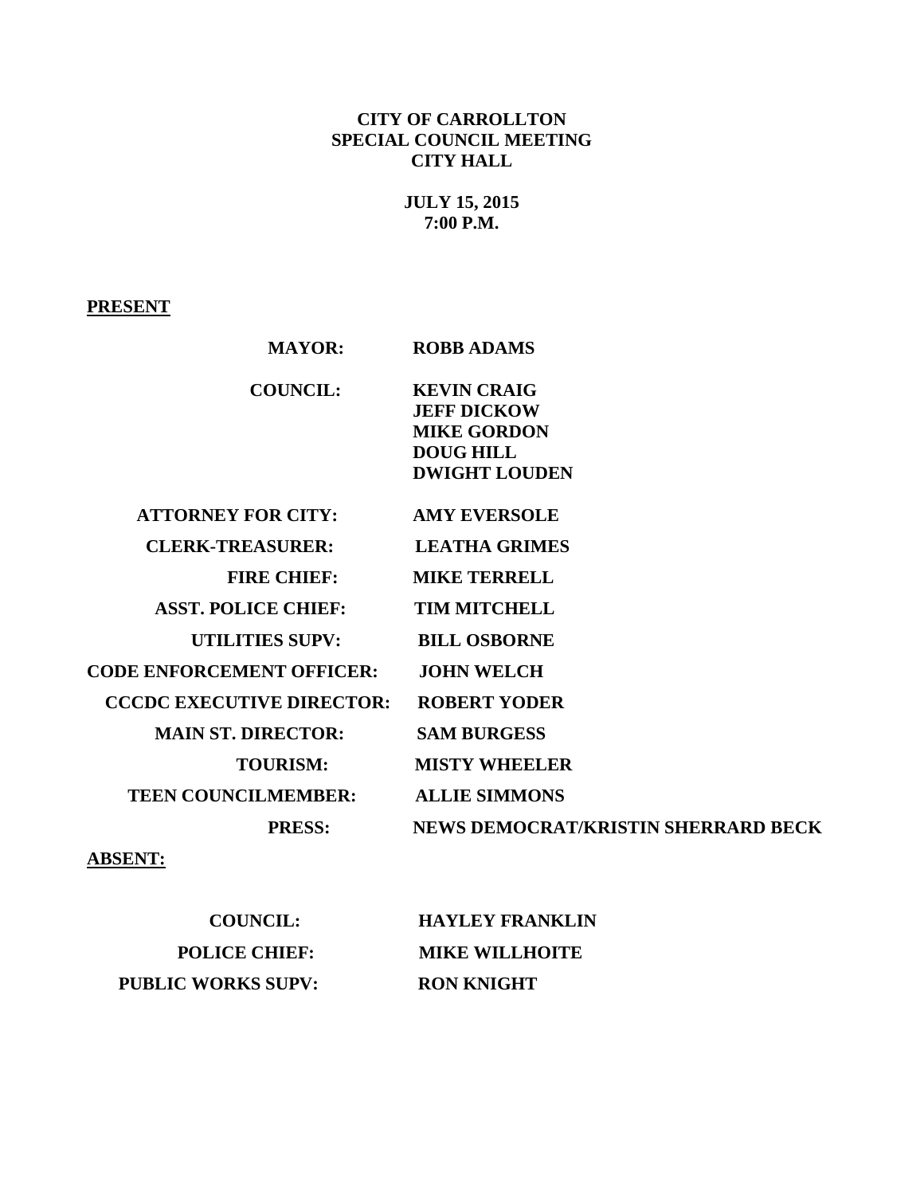**CITY OF CARROLLTON**
**SPECIAL COUNCIL MEETING**
**CITY HALL**

**JULY 15, 2015**
**7:00 P.M.**

**PRESENT**

| | |
|---|---|
| **MAYOR:** | **ROBB ADAMS** |
| **COUNCIL:** | **KEVIN CRAIG**<br>**JEFF DICKOW**<br>**MIKE GORDON**<br>**DOUG HILL**<br>**DWIGHT LOUDEN** |
| **ATTORNEY FOR CITY:** | **AMY EVERSOLE** |
| **CLERK-TREASURER:** | **LEATHA GRIMES** |
| **FIRE CHIEF:** | **MIKE TERRELL** |
| **ASST. POLICE CHIEF:** | **TIM MITCHELL** |
| **UTILITIES SUPV:** | **BILL OSBORNE** |
| **CODE ENFORCEMENT OFFICER:** | **JOHN WELCH** |
| **CCCDC EXECUTIVE DIRECTOR:** | **ROBERT YODER** |
| **MAIN ST. DIRECTOR:** | **SAM BURGESS** |
| **TOURISM:** | **MISTY WHEELER** |
| **TEEN COUNCILMEMBER:** | **ALLIE SIMMONS** |
| **PRESS:** | **NEWS DEMOCRAT/KRISTIN SHERRARD BECK** |

**ABSENT:**

| | |
|---|---|
| **COUNCIL:** | **HAYLEY FRANKLIN** |
| **POLICE CHIEF:** | **MIKE WILLHOITE** |
| **PUBLIC WORKS SUPV:** | **RON KNIGHT** |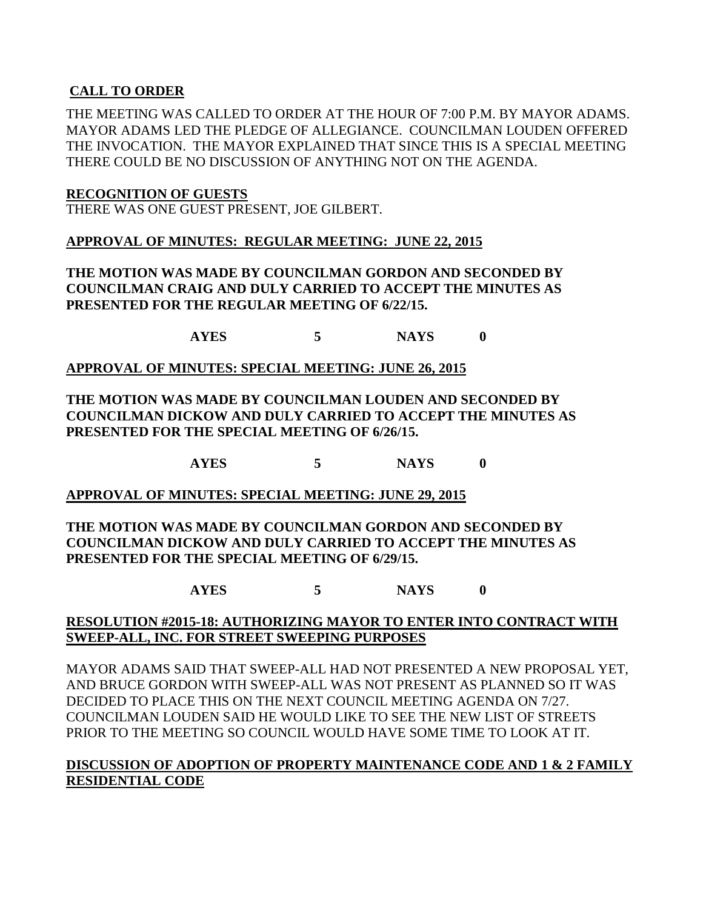**CALL TO ORDER**

THE MEETING WAS CALLED TO ORDER AT THE HOUR OF 7:00 P.M. BY MAYOR ADAMS. MAYOR ADAMS LED THE PLEDGE OF ALLEGIANCE. COUNCILMAN LOUDEN OFFERED THE INVOCATION. THE MAYOR EXPLAINED THAT SINCE THIS IS A SPECIAL MEETING THERE COULD BE NO DISCUSSION OF ANYTHING NOT ON THE AGENDA.

**RECOGNITION OF GUESTS**

THERE WAS ONE GUEST PRESENT, JOE GILBERT.

**APPROVAL OF MINUTES: REGULAR MEETING: JUNE 22, 2015**

**THE MOTION WAS MADE BY COUNCILMAN GORDON AND SECONDED BY COUNCILMAN CRAIG AND DULY CARRIED TO ACCEPT THE MINUTES AS PRESENTED FOR THE REGULAR MEETING OF 6/22/15.**

**AYES 5 NAYS 0**

**APPROVAL OF MINUTES: SPECIAL MEETING: JUNE 26, 2015**

**THE MOTION WAS MADE BY COUNCILMAN LOUDEN AND SECONDED BY COUNCILMAN DICKOW AND DULY CARRIED TO ACCEPT THE MINUTES AS PRESENTED FOR THE SPECIAL MEETING OF 6/26/15.**

**AYES 5 NAYS 0**

**APPROVAL OF MINUTES: SPECIAL MEETING: JUNE 29, 2015**

**THE MOTION WAS MADE BY COUNCILMAN GORDON AND SECONDED BY COUNCILMAN DICKOW AND DULY CARRIED TO ACCEPT THE MINUTES AS PRESENTED FOR THE SPECIAL MEETING OF 6/29/15.**

**AYES 5 NAYS 0**

**RESOLUTION #2015-18: AUTHORIZING MAYOR TO ENTER INTO CONTRACT WITH SWEEP-ALL, INC. FOR STREET SWEEPING PURPOSES**

MAYOR ADAMS SAID THAT SWEEP-ALL HAD NOT PRESENTED A NEW PROPOSAL YET, AND BRUCE GORDON WITH SWEEP-ALL WAS NOT PRESENT AS PLANNED SO IT WAS DECIDED TO PLACE THIS ON THE NEXT COUNCIL MEETING AGENDA ON 7/27. COUNCILMAN LOUDEN SAID HE WOULD LIKE TO SEE THE NEW LIST OF STREETS PRIOR TO THE MEETING SO COUNCIL WOULD HAVE SOME TIME TO LOOK AT IT.

**DISCUSSION OF ADOPTION OF PROPERTY MAINTENANCE CODE AND 1 & 2 FAMILY RESIDENTIAL CODE**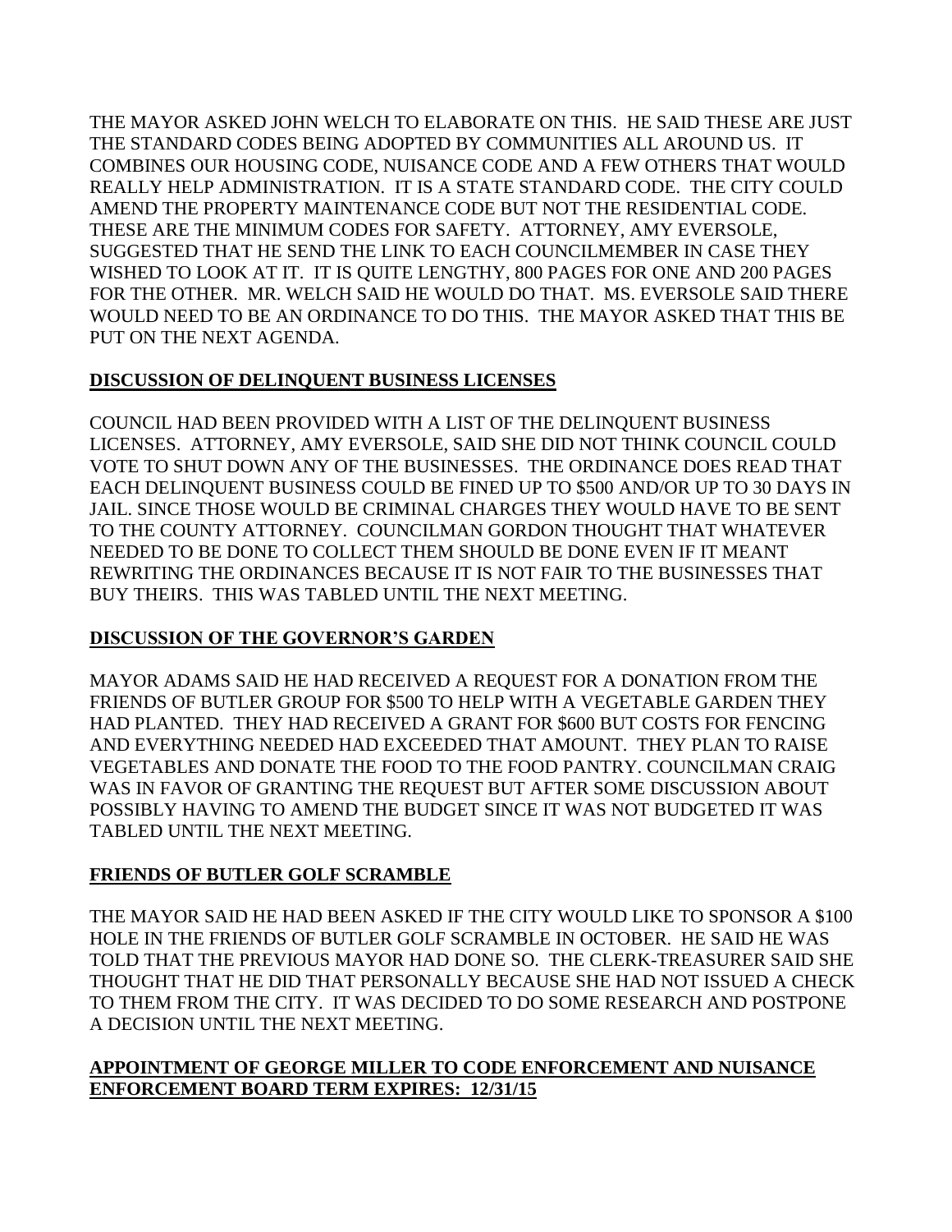THE MAYOR ASKED JOHN WELCH TO ELABORATE ON THIS. HE SAID THESE ARE JUST THE STANDARD CODES BEING ADOPTED BY COMMUNITIES ALL AROUND US. IT COMBINES OUR HOUSING CODE, NUISANCE CODE AND A FEW OTHERS THAT WOULD REALLY HELP ADMINISTRATION. IT IS A STATE STANDARD CODE. THE CITY COULD AMEND THE PROPERTY MAINTENANCE CODE BUT NOT THE RESIDENTIAL CODE. THESE ARE THE MINIMUM CODES FOR SAFETY. ATTORNEY, AMY EVERSOLE, SUGGESTED THAT HE SEND THE LINK TO EACH COUNCILMEMBER IN CASE THEY WISHED TO LOOK AT IT. IT IS QUITE LENGTHY, 800 PAGES FOR ONE AND 200 PAGES FOR THE OTHER. MR. WELCH SAID HE WOULD DO THAT. MS. EVERSOLE SAID THERE WOULD NEED TO BE AN ORDINANCE TO DO THIS. THE MAYOR ASKED THAT THIS BE PUT ON THE NEXT AGENDA.

**DISCUSSION OF DELINQUENT BUSINESS LICENSES**

COUNCIL HAD BEEN PROVIDED WITH A LIST OF THE DELINQUENT BUSINESS LICENSES. ATTORNEY, AMY EVERSOLE, SAID SHE DID NOT THINK COUNCIL COULD VOTE TO SHUT DOWN ANY OF THE BUSINESSES. THE ORDINANCE DOES READ THAT EACH DELINQUENT BUSINESS COULD BE FINED UP TO $500 AND/OR UP TO 30 DAYS IN JAIL. SINCE THOSE WOULD BE CRIMINAL CHARGES THEY WOULD HAVE TO BE SENT TO THE COUNTY ATTORNEY. COUNCILMAN GORDON THOUGHT THAT WHATEVER NEEDED TO BE DONE TO COLLECT THEM SHOULD BE DONE EVEN IF IT MEANT REWRITING THE ORDINANCES BECAUSE IT IS NOT FAIR TO THE BUSINESSES THAT BUY THEIRS. THIS WAS TABLED UNTIL THE NEXT MEETING.

**DISCUSSION OF THE GOVERNOR'S GARDEN**

MAYOR ADAMS SAID HE HAD RECEIVED A REQUEST FOR A DONATION FROM THE FRIENDS OF BUTLER GROUP FOR $500 TO HELP WITH A VEGETABLE GARDEN THEY HAD PLANTED. THEY HAD RECEIVED A GRANT FOR $600 BUT COSTS FOR FENCING AND EVERYTHING NEEDED HAD EXCEEDED THAT AMOUNT. THEY PLAN TO RAISE VEGETABLES AND DONATE THE FOOD TO THE FOOD PANTRY. COUNCILMAN CRAIG WAS IN FAVOR OF GRANTING THE REQUEST BUT AFTER SOME DISCUSSION ABOUT POSSIBLY HAVING TO AMEND THE BUDGET SINCE IT WAS NOT BUDGETED IT WAS TABLED UNTIL THE NEXT MEETING.

**FRIENDS OF BUTLER GOLF SCRAMBLE**

THE MAYOR SAID HE HAD BEEN ASKED IF THE CITY WOULD LIKE TO SPONSOR A $100 HOLE IN THE FRIENDS OF BUTLER GOLF SCRAMBLE IN OCTOBER. HE SAID HE WAS TOLD THAT THE PREVIOUS MAYOR HAD DONE SO. THE CLERK-TREASURER SAID SHE THOUGHT THAT HE DID THAT PERSONALLY BECAUSE SHE HAD NOT ISSUED A CHECK TO THEM FROM THE CITY. IT WAS DECIDED TO DO SOME RESEARCH AND POSTPONE A DECISION UNTIL THE NEXT MEETING.

**APPOINTMENT OF GEORGE MILLER TO CODE ENFORCEMENT AND NUISANCE ENFORCEMENT BOARD TERM EXPIRES: 12/31/15**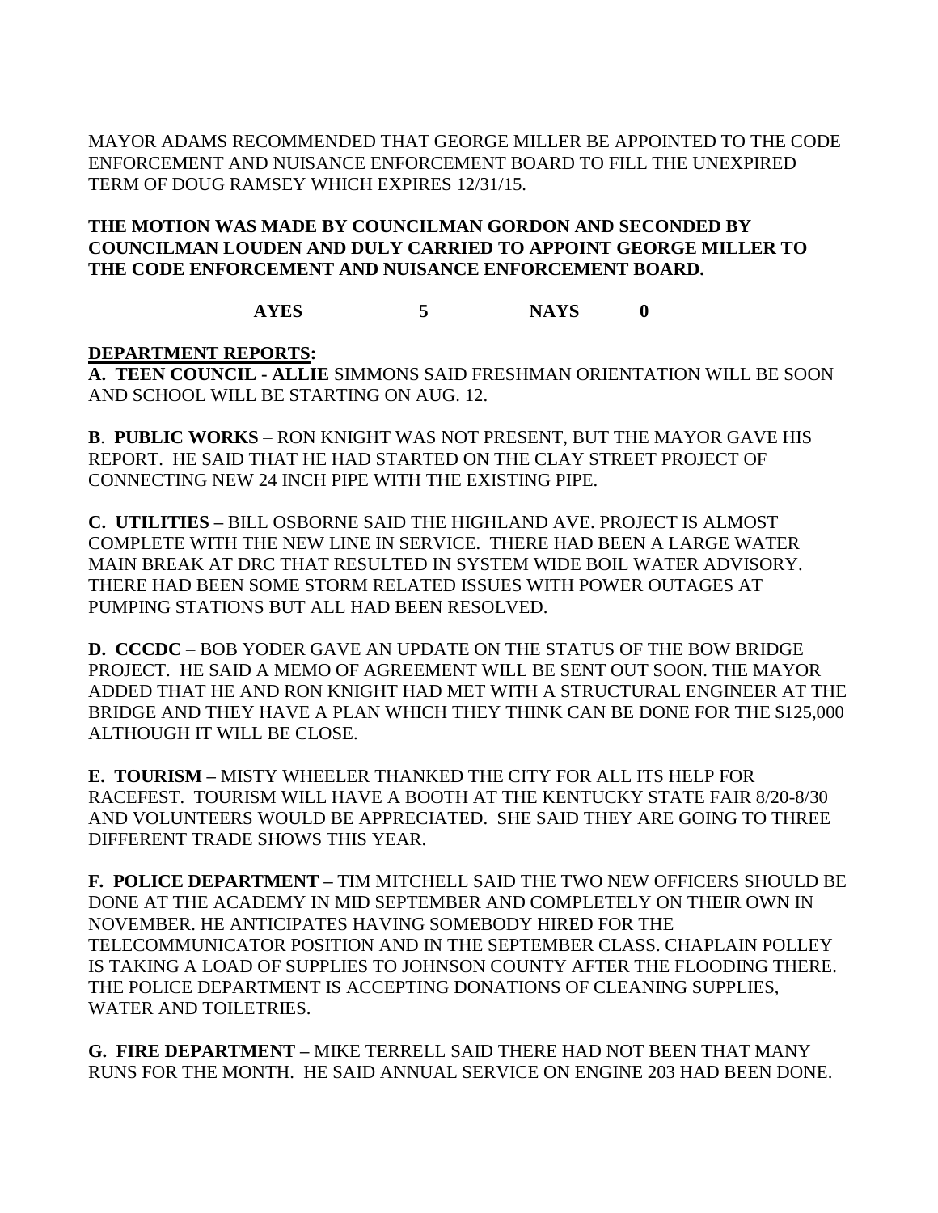MAYOR ADAMS RECOMMENDED THAT GEORGE MILLER BE APPOINTED TO THE CODE ENFORCEMENT AND NUISANCE ENFORCEMENT BOARD TO FILL THE UNEXPIRED TERM OF DOUG RAMSEY WHICH EXPIRES 12/31/15.

**THE MOTION WAS MADE BY COUNCILMAN GORDON AND SECONDED BY COUNCILMAN LOUDEN AND DULY CARRIED TO APPOINT GEORGE MILLER TO THE CODE ENFORCEMENT AND NUISANCE ENFORCEMENT BOARD.**

**AYES 5 NAYS 0**

**DEPARTMENT REPORTS:**

**A. TEEN COUNCIL - ALLIE** SIMMONS SAID FRESHMAN ORIENTATION WILL BE SOON AND SCHOOL WILL BE STARTING ON AUG. 12.

**B. PUBLIC WORKS** – RON KNIGHT WAS NOT PRESENT, BUT THE MAYOR GAVE HIS REPORT. HE SAID THAT HE HAD STARTED ON THE CLAY STREET PROJECT OF CONNECTING NEW 24 INCH PIPE WITH THE EXISTING PIPE.

**C. UTILITIES –** BILL OSBORNE SAID THE HIGHLAND AVE. PROJECT IS ALMOST COMPLETE WITH THE NEW LINE IN SERVICE. THERE HAD BEEN A LARGE WATER MAIN BREAK AT DRC THAT RESULTED IN SYSTEM WIDE BOIL WATER ADVISORY. THERE HAD BEEN SOME STORM RELATED ISSUES WITH POWER OUTAGES AT PUMPING STATIONS BUT ALL HAD BEEN RESOLVED.

**D. CCCDC** – BOB YODER GAVE AN UPDATE ON THE STATUS OF THE BOW BRIDGE PROJECT. HE SAID A MEMO OF AGREEMENT WILL BE SENT OUT SOON. THE MAYOR ADDED THAT HE AND RON KNIGHT HAD MET WITH A STRUCTURAL ENGINEER AT THE BRIDGE AND THEY HAVE A PLAN WHICH THEY THINK CAN BE DONE FOR THE $125,000 ALTHOUGH IT WILL BE CLOSE.

**E. TOURISM –** MISTY WHEELER THANKED THE CITY FOR ALL ITS HELP FOR RACEFEST. TOURISM WILL HAVE A BOOTH AT THE KENTUCKY STATE FAIR 8/20-8/30 AND VOLUNTEERS WOULD BE APPRECIATED. SHE SAID THEY ARE GOING TO THREE DIFFERENT TRADE SHOWS THIS YEAR.

**F. POLICE DEPARTMENT –** TIM MITCHELL SAID THE TWO NEW OFFICERS SHOULD BE DONE AT THE ACADEMY IN MID SEPTEMBER AND COMPLETELY ON THEIR OWN IN NOVEMBER. HE ANTICIPATES HAVING SOMEBODY HIRED FOR THE TELECOMMUNICATOR POSITION AND IN THE SEPTEMBER CLASS. CHAPLAIN POLLEY IS TAKING A LOAD OF SUPPLIES TO JOHNSON COUNTY AFTER THE FLOODING THERE. THE POLICE DEPARTMENT IS ACCEPTING DONATIONS OF CLEANING SUPPLIES, WATER AND TOILETRIES.

**G. FIRE DEPARTMENT –** MIKE TERRELL SAID THERE HAD NOT BEEN THAT MANY RUNS FOR THE MONTH. HE SAID ANNUAL SERVICE ON ENGINE 203 HAD BEEN DONE.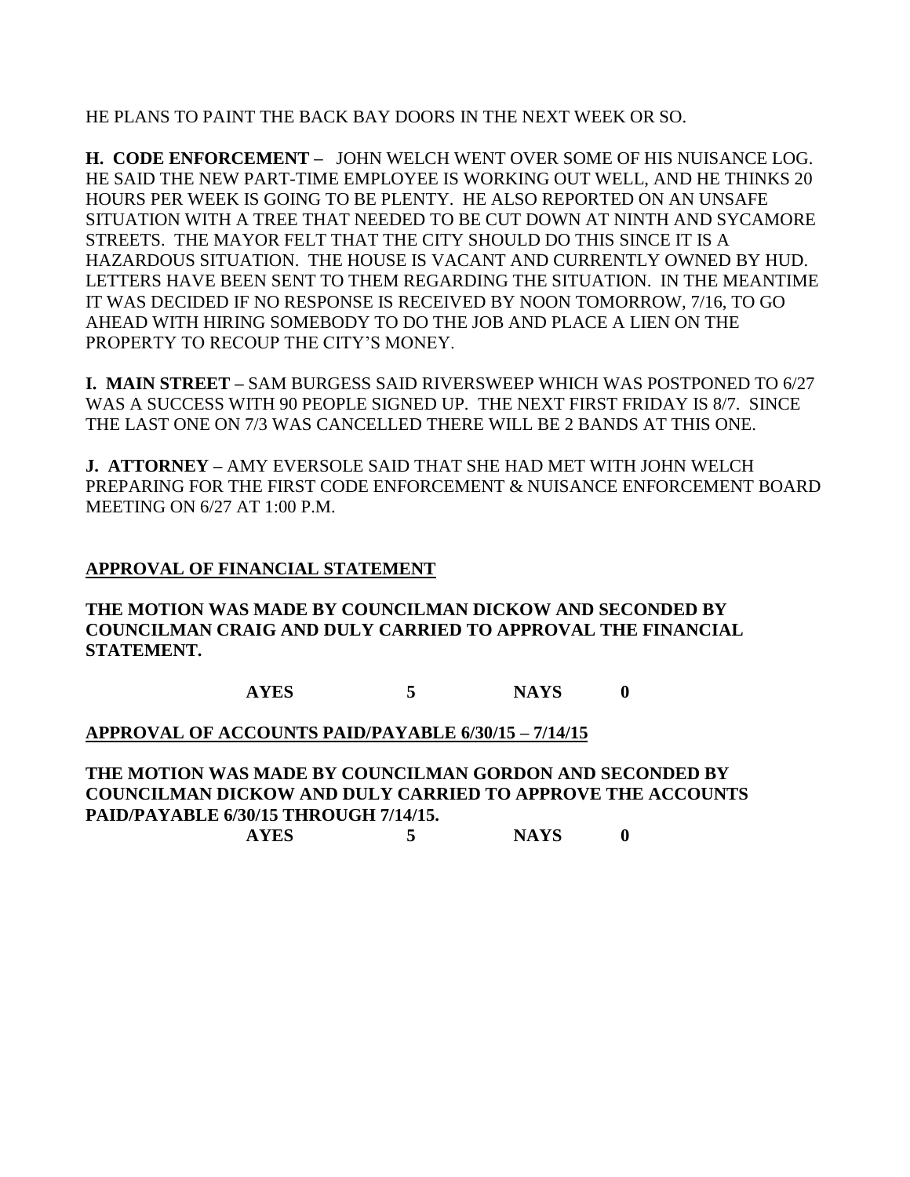HE PLANS TO PAINT THE BACK BAY DOORS IN THE NEXT WEEK OR SO.

**H. CODE ENFORCEMENT –** JOHN WELCH WENT OVER SOME OF HIS NUISANCE LOG. HE SAID THE NEW PART-TIME EMPLOYEE IS WORKING OUT WELL, AND HE THINKS 20 HOURS PER WEEK IS GOING TO BE PLENTY. HE ALSO REPORTED ON AN UNSAFE SITUATION WITH A TREE THAT NEEDED TO BE CUT DOWN AT NINTH AND SYCAMORE STREETS. THE MAYOR FELT THAT THE CITY SHOULD DO THIS SINCE IT IS A HAZARDOUS SITUATION. THE HOUSE IS VACANT AND CURRENTLY OWNED BY HUD. LETTERS HAVE BEEN SENT TO THEM REGARDING THE SITUATION. IN THE MEANTIME IT WAS DECIDED IF NO RESPONSE IS RECEIVED BY NOON TOMORROW, 7/16, TO GO AHEAD WITH HIRING SOMEBODY TO DO THE JOB AND PLACE A LIEN ON THE PROPERTY TO RECOUP THE CITY'S MONEY.

**I. MAIN STREET –** SAM BURGESS SAID RIVERSWEEP WHICH WAS POSTPONED TO 6/27 WAS A SUCCESS WITH 90 PEOPLE SIGNED UP. THE NEXT FIRST FRIDAY IS 8/7. SINCE THE LAST ONE ON 7/3 WAS CANCELLED THERE WILL BE 2 BANDS AT THIS ONE.

**J. ATTORNEY –** AMY EVERSOLE SAID THAT SHE HAD MET WITH JOHN WELCH PREPARING FOR THE FIRST CODE ENFORCEMENT & NUISANCE ENFORCEMENT BOARD MEETING ON 6/27 AT 1:00 P.M.

**<u>APPROVAL OF FINANCIAL STATEMENT</u>**

**THE MOTION WAS MADE BY COUNCILMAN DICKOW AND SECONDED BY COUNCILMAN CRAIG AND DULY CARRIED TO APPROVAL THE FINANCIAL STATEMENT.**

**AYES 5 NAYS 0**

**<u>APPROVAL OF ACCOUNTS PAID/PAYABLE 6/30/15 – 7/14/15</u>**

**THE MOTION WAS MADE BY COUNCILMAN GORDON AND SECONDED BY COUNCILMAN DICKOW AND DULY CARRIED TO APPROVE THE ACCOUNTS PAID/PAYABLE 6/30/15 THROUGH 7/14/15.**

**AYES 5 NAYS 0**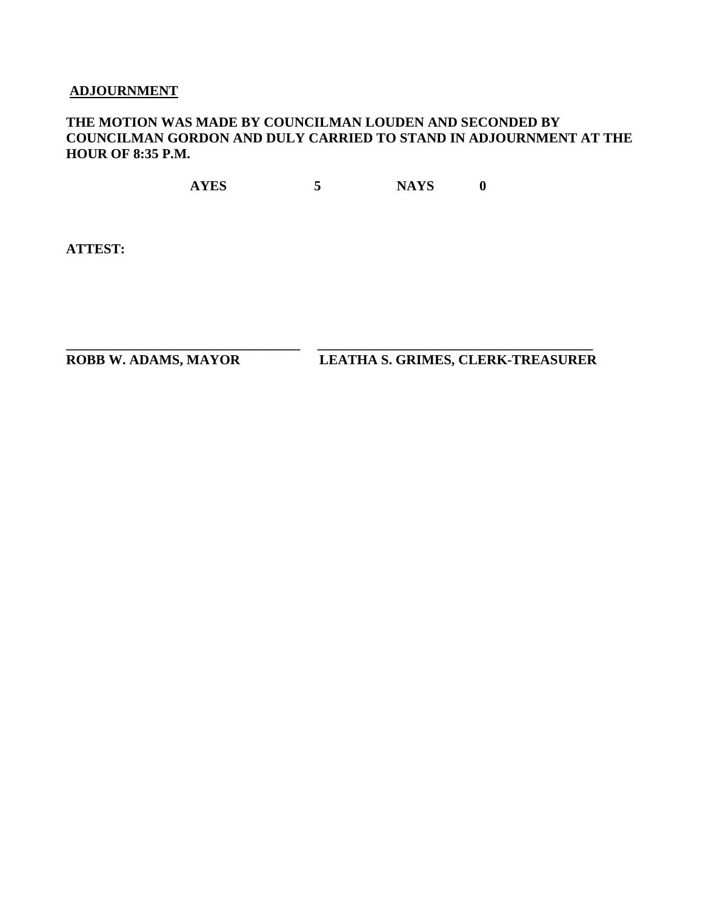**ADJOURNMENT**

**THE MOTION WAS MADE BY COUNCILMAN LOUDEN AND SECONDED BY COUNCILMAN GORDON AND DULY CARRIED TO STAND IN ADJOURNMENT AT THE HOUR OF 8:35 P.M.**

**AYES 5 NAYS 0**

**ATTEST:**

| | |
|---|---|
| ______________________________ | ______________________________ |
| **ROBB W. ADAMS, MAYOR** | **LEATHA S. GRIMES, CLERK-TREASURER** |